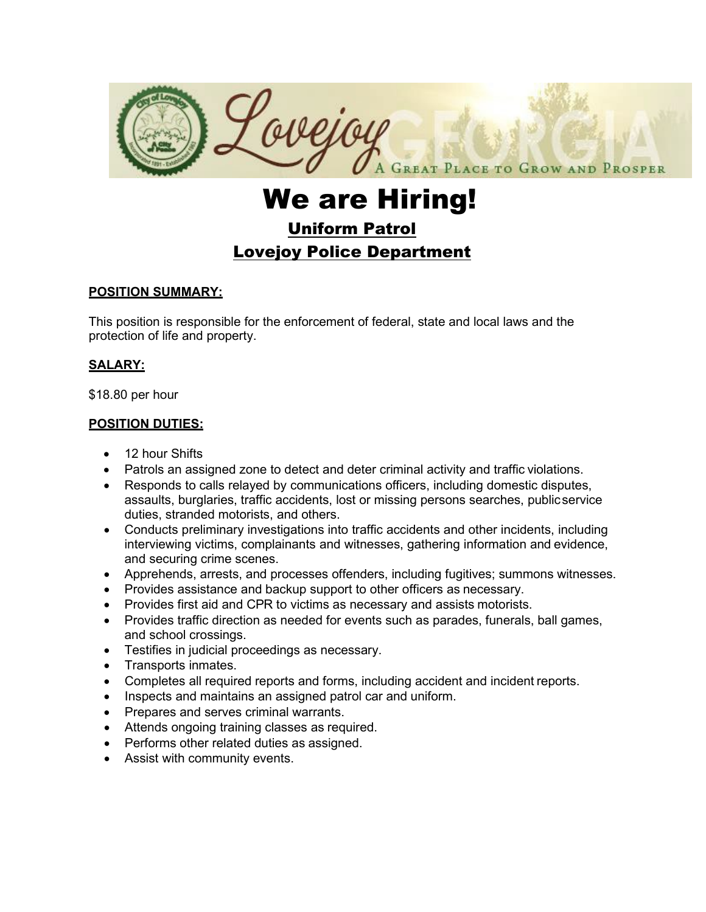Lovejoy GEORGIA

A GREAT PLACE TO GROW AND PROSPER

# We are Hiring!

## Uniform Patrol

## Lovejoy Police Department

**POSITION SUMMARY:**

This position is responsible for the enforcement of federal, state and local laws and the protection of life and property.

**SALARY:**

$18.80 per hour

**POSITION DUTIES:**

- 12 hour Shifts
- Patrols an assigned zone to detect and deter criminal activity and traffic violations.
- Responds to calls relayed by communications officers, including domestic disputes, assaults, burglaries, traffic accidents, lost or missing persons searches, public service duties, stranded motorists, and others.
- Conducts preliminary investigations into traffic accidents and other incidents, including interviewing victims, complainants and witnesses, gathering information and evidence, and securing crime scenes.
- Apprehends, arrests, and processes offenders, including fugitives; summons witnesses.
- Provides assistance and backup support to other officers as necessary.
- Provides first aid and CPR to victims as necessary and assists motorists.
- Provides traffic direction as needed for events such as parades, funerals, ball games, and school crossings.
- Testifies in judicial proceedings as necessary.
- Transports inmates.
- Completes all required reports and forms, including accident and incident reports.
- Inspects and maintains an assigned patrol car and uniform.
- Prepares and serves criminal warrants.
- Attends ongoing training classes as required.
- Performs other related duties as assigned.
- Assist with community events.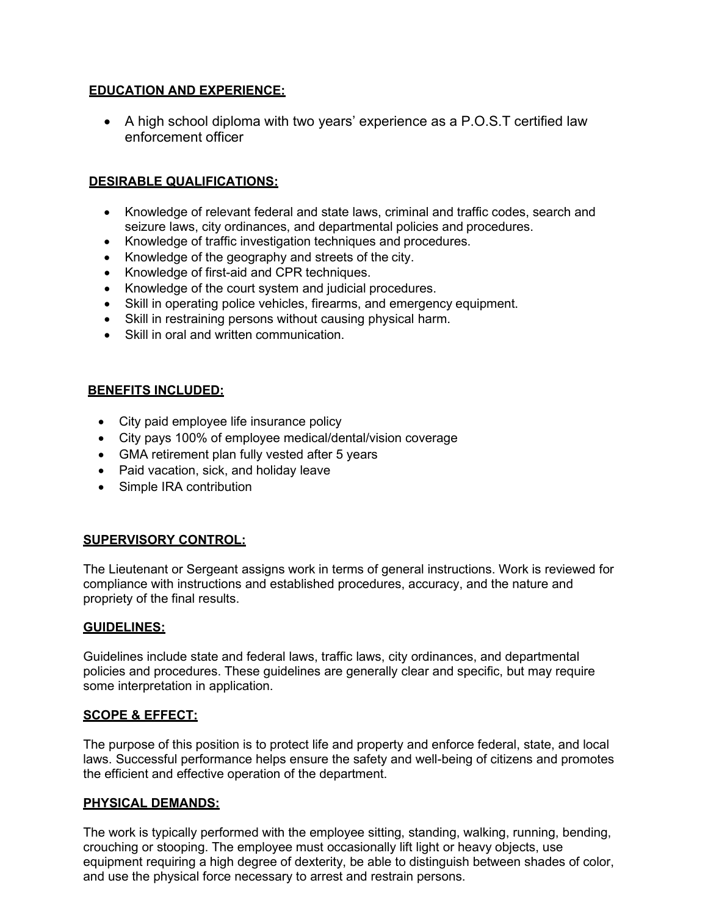## EDUCATION AND EXPERIENCE:

- A high school diploma with two years' experience as a P.O.S.T certified law enforcement officer

## DESIRABLE QUALIFICATIONS:

- Knowledge of relevant federal and state laws, criminal and traffic codes, search and seizure laws, city ordinances, and departmental policies and procedures.
- Knowledge of traffic investigation techniques and procedures.
- Knowledge of the geography and streets of the city.
- Knowledge of first-aid and CPR techniques.
- Knowledge of the court system and judicial procedures.
- Skill in operating police vehicles, firearms, and emergency equipment.
- Skill in restraining persons without causing physical harm.
- Skill in oral and written communication.

## BENEFITS INCLUDED:

- City paid employee life insurance policy
- City pays 100% of employee medical/dental/vision coverage
- GMA retirement plan fully vested after 5 years
- Paid vacation, sick, and holiday leave
- Simple IRA contribution

## SUPERVISORY CONTROL:

The Lieutenant or Sergeant assigns work in terms of general instructions. Work is reviewed for compliance with instructions and established procedures, accuracy, and the nature and propriety of the final results.

## GUIDELINES:

Guidelines include state and federal laws, traffic laws, city ordinances, and departmental policies and procedures. These guidelines are generally clear and specific, but may require some interpretation in application.

## SCOPE & EFFECT:

The purpose of this position is to protect life and property and enforce federal, state, and local laws. Successful performance helps ensure the safety and well-being of citizens and promotes the efficient and effective operation of the department.

## PHYSICAL DEMANDS:

The work is typically performed with the employee sitting, standing, walking, running, bending, crouching or stooping. The employee must occasionally lift light or heavy objects, use equipment requiring a high degree of dexterity, be able to distinguish between shades of color, and use the physical force necessary to arrest and restrain persons.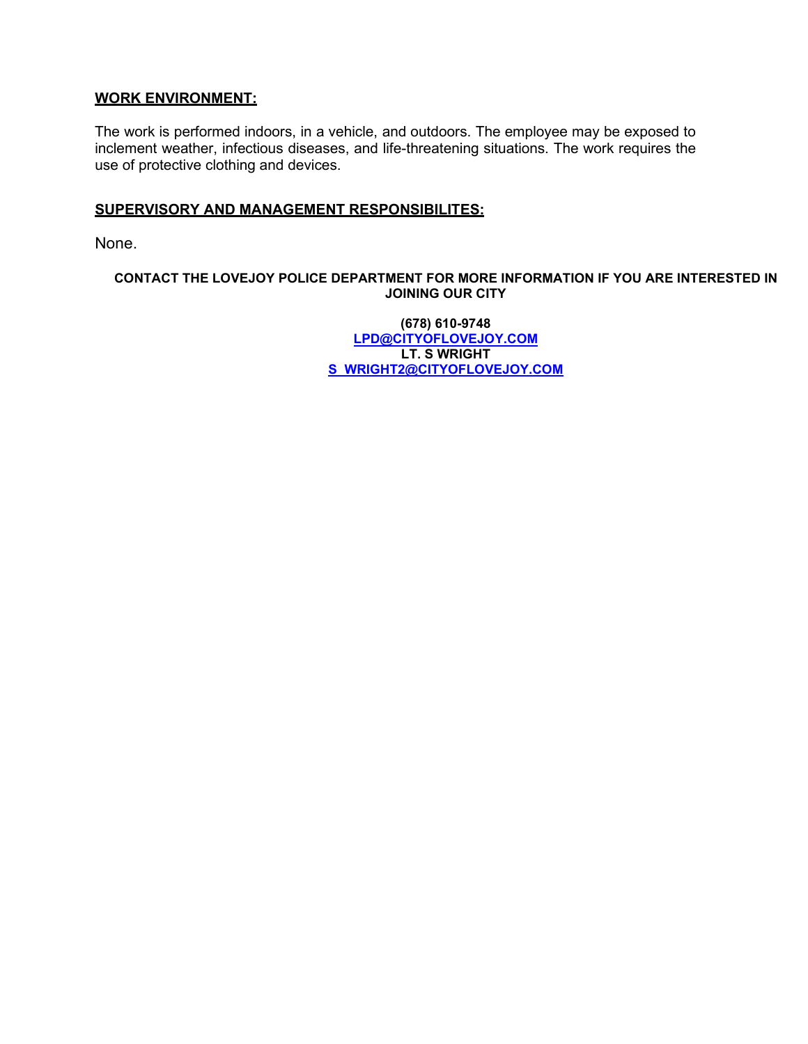## WORK ENVIRONMENT:

The work is performed indoors, in a vehicle, and outdoors. The employee may be exposed to inclement weather, infectious diseases, and life-threatening situations. The work requires the use of protective clothing and devices.

## SUPERVISORY AND MANAGEMENT RESPONSIBILITES:

None.

**CONTACT THE LOVEJOY POLICE DEPARTMENT FOR MORE INFORMATION IF YOU ARE INTERESTED IN JOINING OUR CITY**

**(678) 610-9748**
**LPD@CITYOFLOVEJOY.COM**
**LT. S WRIGHT**
**S_WRIGHT2@CITYOFLOVEJOY.COM**